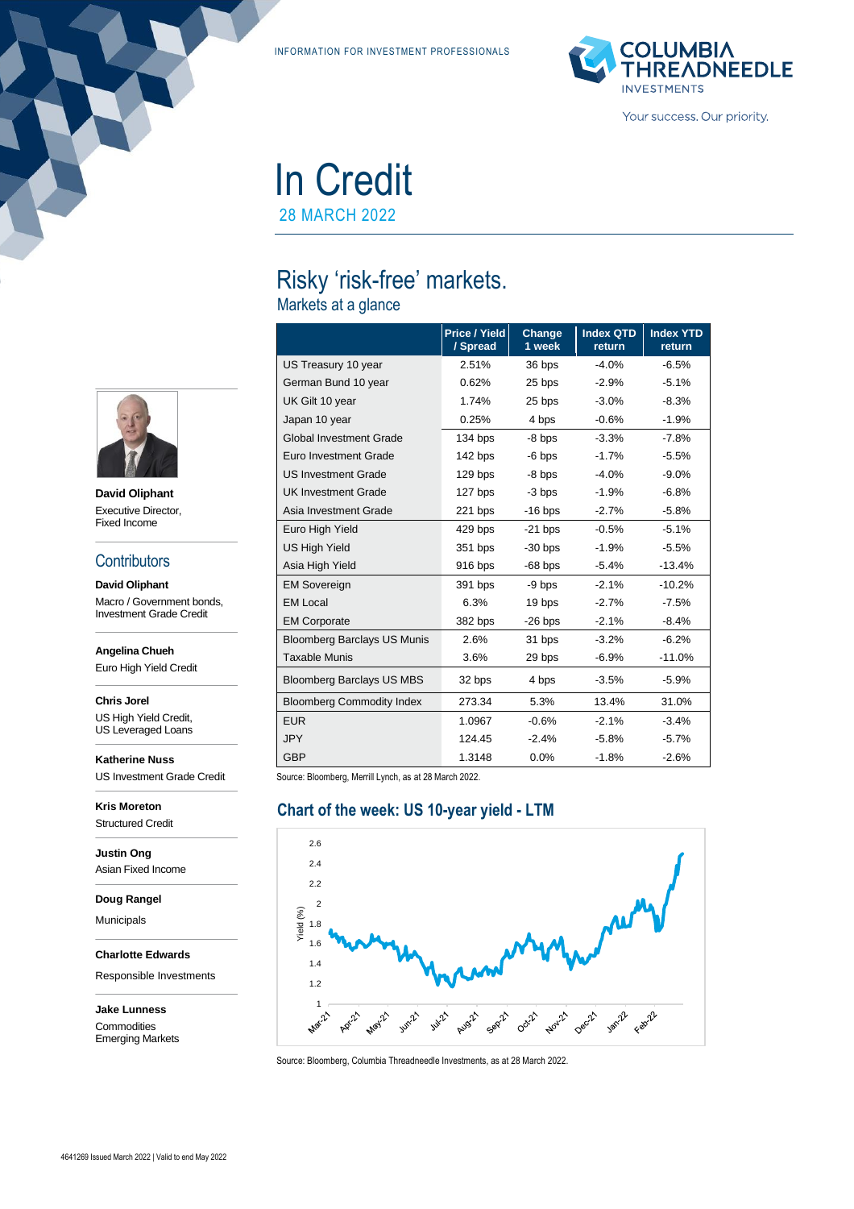INFORMATION FOR INVESTMENT PROFESSIONALS

# In Credit

28 MARCH 2022

## Risky 'risk-free' markets.

### Markets at a glance

| | Price / Yield / Spread | Change 1 week | Index QTD return | Index YTD return |
|---|---|---|---|---|
| US Treasury 10 year | 2.51% | 36 bps | -4.0% | -6.5% |
| German Bund 10 year | 0.62% | 25 bps | -2.9% | -5.1% |
| UK Gilt 10 year | 1.74% | 25 bps | -3.0% | -8.3% |
| Japan 10 year | 0.25% | 4 bps | -0.6% | -1.9% |
| Global Investment Grade | 134 bps | -8 bps | -3.3% | -7.8% |
| Euro Investment Grade | 142 bps | -6 bps | -1.7% | -5.5% |
| US Investment Grade | 129 bps | -8 bps | -4.0% | -9.0% |
| UK Investment Grade | 127 bps | -3 bps | -1.9% | -6.8% |
| Asia Investment Grade | 221 bps | -16 bps | -2.7% | -5.8% |
| Euro High Yield | 429 bps | -21 bps | -0.5% | -5.1% |
| US High Yield | 351 bps | -30 bps | -1.9% | -5.5% |
| Asia High Yield | 916 bps | -68 bps | -5.4% | -13.4% |
| EM Sovereign | 391 bps | -9 bps | -2.1% | -10.2% |
| EM Local | 6.3% | 19 bps | -2.7% | -7.5% |
| EM Corporate | 382 bps | -26 bps | -2.1% | -8.4% |
| Bloomberg Barclays US Munis | 2.6% | 31 bps | -3.2% | -6.2% |
| Taxable Munis | 3.6% | 29 bps | -6.9% | -11.0% |
| Bloomberg Barclays US MBS | 32 bps | 4 bps | -3.5% | -5.9% |
| Bloomberg Commodity Index | 273.34 | 5.3% | 13.4% | 31.0% |
| EUR | 1.0967 | -0.6% | -2.1% | -3.4% |
| JPY | 124.45 | -2.4% | -5.8% | -5.7% |
| GBP | 1.3148 | 0.0% | -1.8% | -2.6% |

Source: Bloomberg, Merrill Lynch, as at 28 March 2022.

### Chart of the week: US 10-year yield - LTM

Source: Bloomberg, Columbia Threadneedle Investments, as at 28 March 2022.

**David Oliphant**
Executive Director,
Fixed Income

## Contributors

**David Oliphant**
Macro / Government bonds, Investment Grade Credit

**Angelina Chueh**
Euro High Yield Credit

**Chris Jorel**
US High Yield Credit, US Leveraged Loans

**Katherine Nuss**
US Investment Grade Credit

**Kris Moreton**
Structured Credit

**Justin Ong**
Asian Fixed Income

**Doug Rangel**
Municipals

**Charlotte Edwards**
Responsible Investments

**Jake Lunness**
Commodities
Emerging Markets

4641269 Issued March 2022 | Valid to end May 2022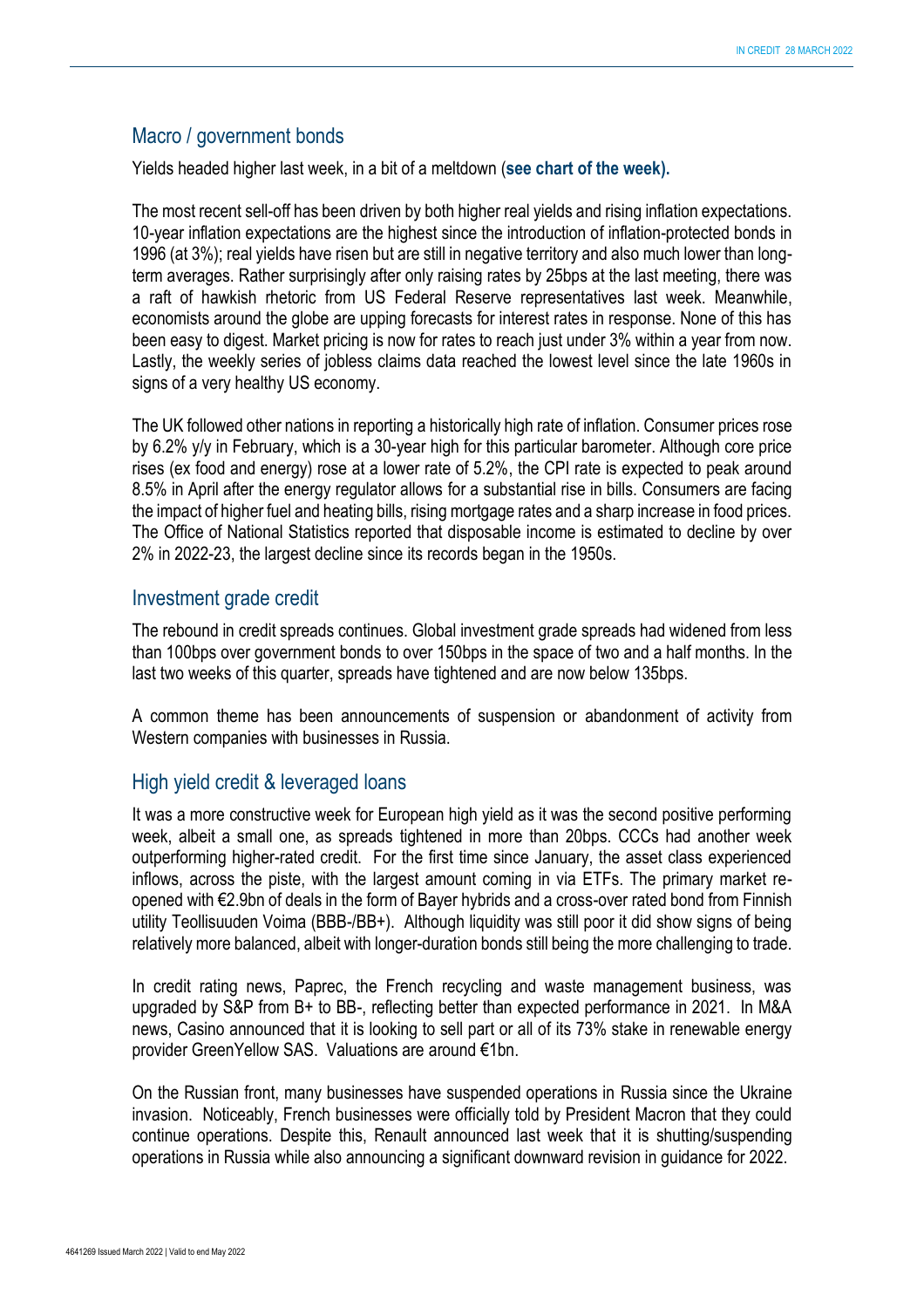## Macro / government bonds

Yields headed higher last week, in a bit of a meltdown (**see chart of the week).**

The most recent sell-off has been driven by both higher real yields and rising inflation expectations. 10-year inflation expectations are the highest since the introduction of inflation-protected bonds in 1996 (at 3%); real yields have risen but are still in negative territory and also much lower than long-term averages. Rather surprisingly after only raising rates by 25bps at the last meeting, there was a raft of hawkish rhetoric from US Federal Reserve representatives last week. Meanwhile, economists around the globe are upping forecasts for interest rates in response. None of this has been easy to digest. Market pricing is now for rates to reach just under 3% within a year from now. Lastly, the weekly series of jobless claims data reached the lowest level since the late 1960s in signs of a very healthy US economy.

The UK followed other nations in reporting a historically high rate of inflation. Consumer prices rose by 6.2% y/y in February, which is a 30-year high for this particular barometer. Although core price rises (ex food and energy) rose at a lower rate of 5.2%, the CPI rate is expected to peak around 8.5% in April after the energy regulator allows for a substantial rise in bills. Consumers are facing the impact of higher fuel and heating bills, rising mortgage rates and a sharp increase in food prices. The Office of National Statistics reported that disposable income is estimated to decline by over 2% in 2022-23, the largest decline since its records began in the 1950s.

## Investment grade credit

The rebound in credit spreads continues. Global investment grade spreads had widened from less than 100bps over government bonds to over 150bps in the space of two and a half months. In the last two weeks of this quarter, spreads have tightened and are now below 135bps.

A common theme has been announcements of suspension or abandonment of activity from Western companies with businesses in Russia.

## High yield credit & leveraged loans

It was a more constructive week for European high yield as it was the second positive performing week, albeit a small one, as spreads tightened in more than 20bps. CCCs had another week outperforming higher-rated credit. For the first time since January, the asset class experienced inflows, across the piste, with the largest amount coming in via ETFs. The primary market re-opened with €2.9bn of deals in the form of Bayer hybrids and a cross-over rated bond from Finnish utility Teollisuuden Voima (BBB-/BB+). Although liquidity was still poor it did show signs of being relatively more balanced, albeit with longer-duration bonds still being the more challenging to trade.

In credit rating news, Paprec, the French recycling and waste management business, was upgraded by S&P from B+ to BB-, reflecting better than expected performance in 2021. In M&A news, Casino announced that it is looking to sell part or all of its 73% stake in renewable energy provider GreenYellow SAS. Valuations are around €1bn.

On the Russian front, many businesses have suspended operations in Russia since the Ukraine invasion. Noticeably, French businesses were officially told by President Macron that they could continue operations. Despite this, Renault announced last week that it is shutting/suspending operations in Russia while also announcing a significant downward revision in guidance for 2022.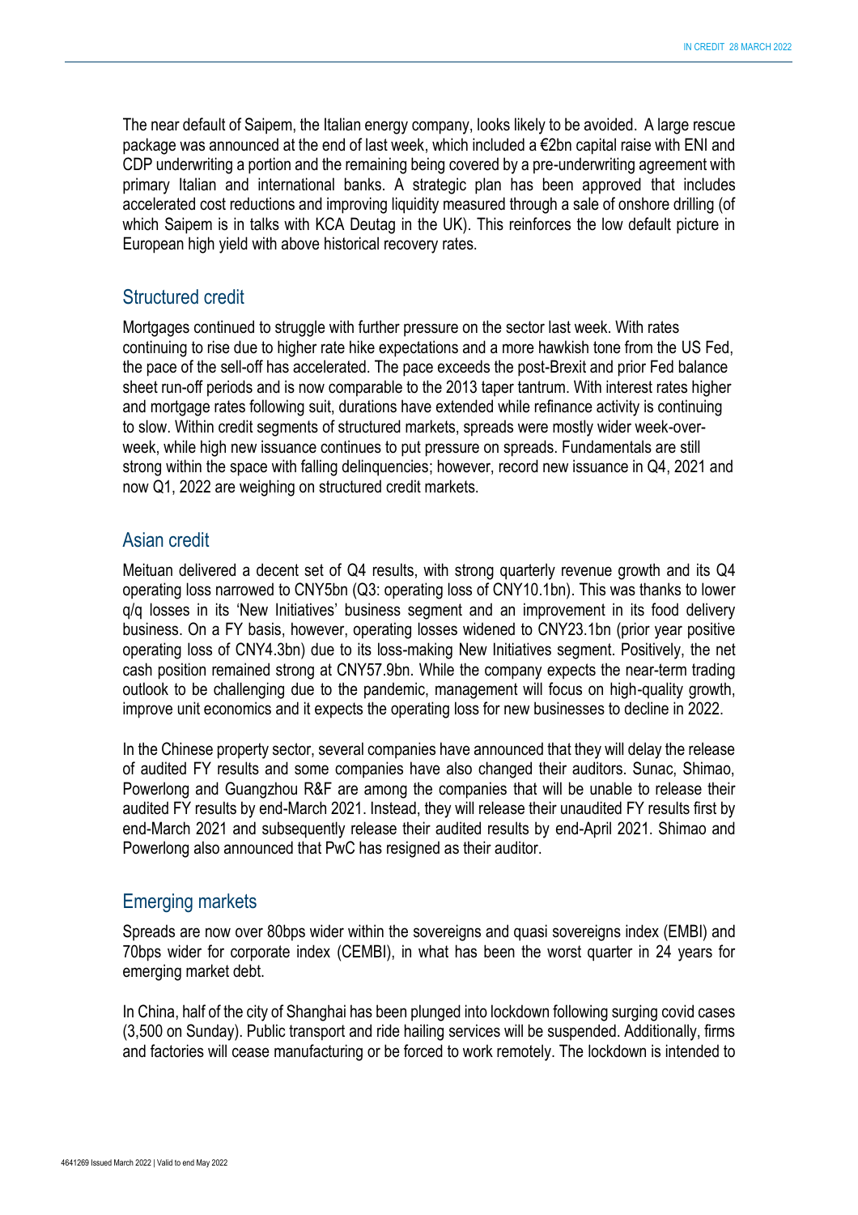The near default of Saipem, the Italian energy company, looks likely to be avoided. A large rescue package was announced at the end of last week, which included a €2bn capital raise with ENI and CDP underwriting a portion and the remaining being covered by a pre-underwriting agreement with primary Italian and international banks. A strategic plan has been approved that includes accelerated cost reductions and improving liquidity measured through a sale of onshore drilling (of which Saipem is in talks with KCA Deutag in the UK). This reinforces the low default picture in European high yield with above historical recovery rates.

## Structured credit

Mortgages continued to struggle with further pressure on the sector last week. With rates continuing to rise due to higher rate hike expectations and a more hawkish tone from the US Fed, the pace of the sell-off has accelerated. The pace exceeds the post-Brexit and prior Fed balance sheet run-off periods and is now comparable to the 2013 taper tantrum. With interest rates higher and mortgage rates following suit, durations have extended while refinance activity is continuing to slow. Within credit segments of structured markets, spreads were mostly wider week-over-week, while high new issuance continues to put pressure on spreads. Fundamentals are still strong within the space with falling delinquencies; however, record new issuance in Q4, 2021 and now Q1, 2022 are weighing on structured credit markets.

## Asian credit

Meituan delivered a decent set of Q4 results, with strong quarterly revenue growth and its Q4 operating loss narrowed to CNY5bn (Q3: operating loss of CNY10.1bn). This was thanks to lower q/q losses in its 'New Initiatives' business segment and an improvement in its food delivery business. On a FY basis, however, operating losses widened to CNY23.1bn (prior year positive operating loss of CNY4.3bn) due to its loss-making New Initiatives segment. Positively, the net cash position remained strong at CNY57.9bn. While the company expects the near-term trading outlook to be challenging due to the pandemic, management will focus on high-quality growth, improve unit economics and it expects the operating loss for new businesses to decline in 2022.

In the Chinese property sector, several companies have announced that they will delay the release of audited FY results and some companies have also changed their auditors. Sunac, Shimao, Powerlong and Guangzhou R&F are among the companies that will be unable to release their audited FY results by end-March 2021. Instead, they will release their unaudited FY results first by end-March 2021 and subsequently release their audited results by end-April 2021. Shimao and Powerlong also announced that PwC has resigned as their auditor.

## Emerging markets

Spreads are now over 80bps wider within the sovereigns and quasi sovereigns index (EMBI) and 70bps wider for corporate index (CEMBI), in what has been the worst quarter in 24 years for emerging market debt.

In China, half of the city of Shanghai has been plunged into lockdown following surging covid cases (3,500 on Sunday). Public transport and ride hailing services will be suspended. Additionally, firms and factories will cease manufacturing or be forced to work remotely. The lockdown is intended to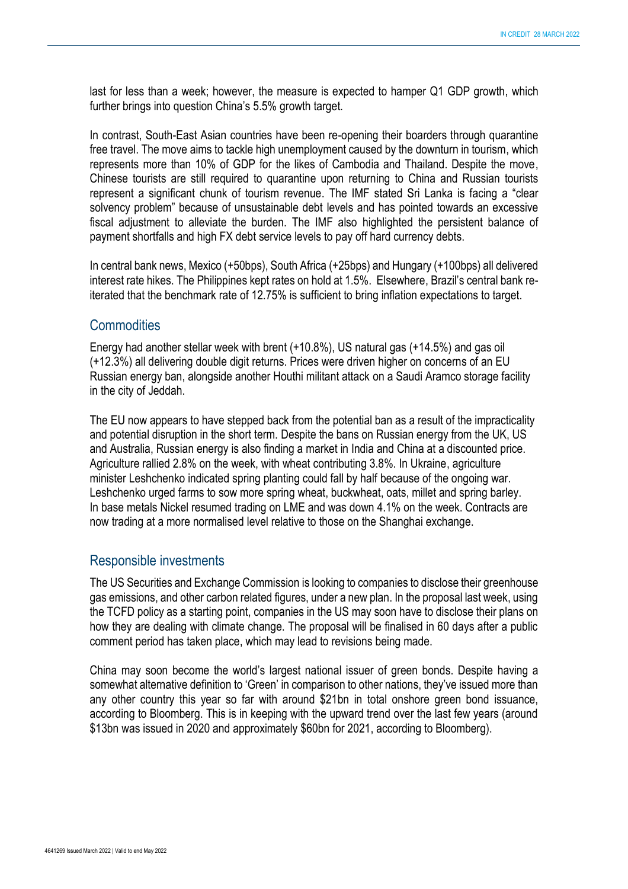last for less than a week; however, the measure is expected to hamper Q1 GDP growth, which further brings into question China's 5.5% growth target.

In contrast, South-East Asian countries have been re-opening their boarders through quarantine free travel. The move aims to tackle high unemployment caused by the downturn in tourism, which represents more than 10% of GDP for the likes of Cambodia and Thailand. Despite the move, Chinese tourists are still required to quarantine upon returning to China and Russian tourists represent a significant chunk of tourism revenue. The IMF stated Sri Lanka is facing a "clear solvency problem" because of unsustainable debt levels and has pointed towards an excessive fiscal adjustment to alleviate the burden. The IMF also highlighted the persistent balance of payment shortfalls and high FX debt service levels to pay off hard currency debts.

In central bank news, Mexico (+50bps), South Africa (+25bps) and Hungary (+100bps) all delivered interest rate hikes. The Philippines kept rates on hold at 1.5%. Elsewhere, Brazil's central bank re-iterated that the benchmark rate of 12.75% is sufficient to bring inflation expectations to target.

## Commodities

Energy had another stellar week with brent (+10.8%), US natural gas (+14.5%) and gas oil (+12.3%) all delivering double digit returns. Prices were driven higher on concerns of an EU Russian energy ban, alongside another Houthi militant attack on a Saudi Aramco storage facility in the city of Jeddah.

The EU now appears to have stepped back from the potential ban as a result of the impracticality and potential disruption in the short term. Despite the bans on Russian energy from the UK, US and Australia, Russian energy is also finding a market in India and China at a discounted price. Agriculture rallied 2.8% on the week, with wheat contributing 3.8%. In Ukraine, agriculture minister Leshchenko indicated spring planting could fall by half because of the ongoing war. Leshchenko urged farms to sow more spring wheat, buckwheat, oats, millet and spring barley. In base metals Nickel resumed trading on LME and was down 4.1% on the week. Contracts are now trading at a more normalised level relative to those on the Shanghai exchange.

## Responsible investments

The US Securities and Exchange Commission is looking to companies to disclose their greenhouse gas emissions, and other carbon related figures, under a new plan. In the proposal last week, using the TCFD policy as a starting point, companies in the US may soon have to disclose their plans on how they are dealing with climate change. The proposal will be finalised in 60 days after a public comment period has taken place, which may lead to revisions being made.

China may soon become the world's largest national issuer of green bonds. Despite having a somewhat alternative definition to 'Green' in comparison to other nations, they've issued more than any other country this year so far with around \$21bn in total onshore green bond issuance, according to Bloomberg. This is in keeping with the upward trend over the last few years (around \$13bn was issued in 2020 and approximately \$60bn for 2021, according to Bloomberg).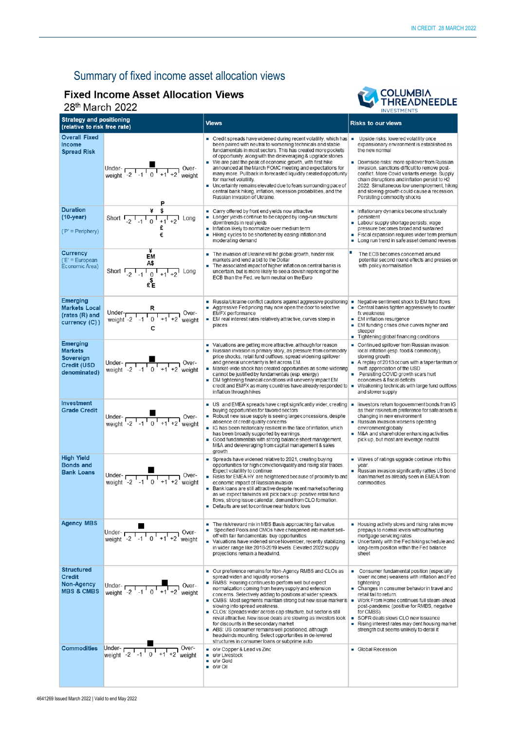# Summary of fixed income asset allocation views

## Fixed Income Asset Allocation Views

28th March 2022

COLUMBIA THREADNEEDLE INVESTMENTS

| Strategy and positioning (relative to risk free rate) | | Views | Risks to our views |
|---|---|---|---|
| **Overall Fixed Income Spread Risk** | Under-weight -2 -1 0 +1 +2 Over-weight (marker at 0) | ▪ Credit spreads have widened during recent volatility, which has been paired with neutral to worsening technicals and stable fundamentals in most sectors. This has created more pockets of opportunity, along with the deleveraging & upgrade stones.<br>▪ We are past the peak of economic growth, with first hike announced at the March FOMC meeting and expectations for many more. Pullback in forecasted liquidity created opportunity for market volatility.<br>▪ Uncertainty remains elevated due to fears surrounding pace of central bank hiking, inflation, recession probabilities, and the Russian invasion of Ukraine. | ▪ Upside risks: lowered volatility once expansionary environment is established as the new normal<br>▪ Downside risks: more spillover from Russian invasion, sanctions difficult to remove post-conflict. More Covid variants emerge. Supply chain disruptions and inflation persist to H2 2022. Simultaneous low unemployment, hiking and slowing growth could cause a recession. Persisting commodity shocks |
| **Duration (10-year)**<br>('P' = Periphery) | Short -2 -1 0 +1 +2 Long (P, ¥, $ above; £, € below) | ▪ Carry offered by front end yields now attractive<br>▪ Longer yields continue to be capped by long-run structural downtrends in real yields<br>▪ Inflation likely to normalize over medium term<br>▪ Hiking cycles to be shortened by easing inflation and moderating demand | ▪ Inflationary dynamics become structurally persistent<br>▪ Labour supply shortage persists, wage pressure becomes broad and sustained<br>▪ Fiscal expansion requires wider term premium<br>▪ Long run trend in safe asset demand reverses |
| **Currency**<br>('E' = European Economic Area) | Short -2 -1 0 +1 +2 Long (¥, EM, A$ above; $, £ E below) | ▪ The invasion of Ukraine will hit global growth, hinder risk markets and lend a bid to the Dollar<br>▪ The associated impact of higher inflation on central banks is uncertain, but is more likely to see a dovish repricing of the ECB than the Fed, we turn neutral on the Euro | ▪ The ECB becomes concerned around potential second round effects and presses on with policy normalisation |
| **Emerging Markets Local (rates (R) and currency (C))** | Under-weight -2 -1 0 +1 +2 Over-weight (R above, C below, at 0) | ▪ Russia/Ukraine conflict cautions against aggressive positioning<br>▪ Aggressive Fed pricing may now open the door to selective EMFX performance<br>▪ EM real interest rates relatively attractive, curves steep in places | ▪ Negative sentiment shock to EM fund flows<br>▪ Central banks tighten aggressively to counter fx weakness<br>▪ EM inflation resurgence<br>▪ EM funding crises drive curves higher and steeper<br>▪ Tightening global financing conditions |
| **Emerging Markets Sovereign Credit (USD denominated)** | Under-weight -2 -1 0 +1 +2 Over-weight (marker at 0) | ▪ Valuations are getting more attractive, although for reason<br>▪ Russian invasion is primary story, as pressure from commodity price shocks, retail fund outflows, spread widening spillover and general uncertainty is felt across EM.<br>▪ Market-wide shock has created opportunities as some widening cannot be justified by fundamentals (esp. energy)<br>▪ DM tightening financial conditions will unevenly impact EM credit and EMFX as many countries have already responded to inflation through hikes | ▪ Continued spillover from Russian invasion: local inflation (esp. food & commodity), slowing growth<br>▪ A replay of 2013 occurs with a taper tantrum or swift appreciation of the USD<br>▪ Persisting COVID growth scars hurt economies & fiscal deficits<br>▪ Weakening technicals with large fund outflows and slower supply |
| **Investment Grade Credit** | Under-weight -2 -1 0 +1 +2 Over-weight (marker at 0) | ▪ US and EMEA spreads have crept significantly wider, creating buying opportunities for favored sectors<br>▪ Robust new issue supply is seeing large concessions, despite absence of credit quality concerns<br>▪ IG has been historically resilient in the face of inflation, which has been broadly supported by earnings.<br>▪ Good fundamentals with strong balance sheet management, M&A and deleveraging from capital management & sales growth | ▪ Investors return to government bonds from IG as their risk/return preference for safe assets is changing in new environment<br>▪ Russian invasion worsens operating environment globally<br>▪ M&A and shareholder enhancing activities pick up, but most are leverage neutral. |
| **High Yield Bonds and Bank Loans** | Under-weight -2 -1 0 +1 +2 Over-weight (marker at 0) | ▪ Spreads have widened relative to 2021, creating buying opportunities for high conviction/quality and rising star trades. Expect volatility to continue.<br>▪ Risks for EMEA HY are heightened because of proximity to and economic impact of Russian invasion<br>▪ Bank loans are still attractive despite recent market softening as we expect tailwinds will pick back up: positive retail fund flows, strong issue calendar, demand from CLO formation.<br>▪ Defaults are set to continue near historic lows | ▪ Waves of ratings upgrade continue into this year.<br>▪ Russian invasion significantly rattles US bond loan/market as already seen in EMEA from commodities. |
| **Agency MBS** | Under-weight -2 -1 0 +1 +2 Over-weight (marker at -1) | ▪ The risk/reward mix in MBS Basis approaching fair value.<br>▪ Specified Pools and CMOs have cheapened into market sell-off with fair fundamentals: buy opportunities<br>▪ Valuations have widened since November, recently stabilizing in wider range like 2018-2019 levels. Elevated 2022 supply projections remain a headwind. | ▪ Housing activity slows and rising rates move prepays to normal levels without hurting mortgage servicing rates<br>▪ Uncertainty with the Fed hiking schedule and long-term position within the Fed balance sheet |
| **Structured Credit Non-Agency MBS & CMBS** | Under-weight -2 -1 0 +1 +2 Over-weight (marker at +1) | ▪ Our preference remains for Non-Agency RMBS and CLOs as spread widen and liquidity worsens<br>▪ RMBS: Housing continues to perform well but expect normalization coming from heavy supply and extension concerns. Selectively adding to positions at wider spreads.<br>▪ CMBS: Most segments maintain strong but new issue market is slowing into spread weakness.<br>▪ CLOs: Spreads wider across cap structure, but sector is still reval attractive. New issue deals are slowing as investors look for discounts in the secondary market<br>▪ ABS: US consumer remains well positioned, although headwinds mounting. Select opportunities in de-levered structures in consumer loans or subprime auto | ▪ Consumer fundamental position (especially lower income) weakens with inflation and Fed tightening<br>▪ Changes in consumer behavior in travel and retail fail to return.<br>▪ Work From Home continues full steam-ahead post-pandemic (positive for RMBS, negative for CMBS)<br>▪ SOFR deals slows CLO new issuance<br>▪ Rising interest rates may dent housing market strength but seems unlikely to derail it |
| **Commodities** | Under-weight -2 -1 0 +1 +2 Over-weight (marker at 0) | ▪ o/w Copper & Lead vs Zinc<br>▪ u/w Livestock<br>▪ u/w Gold<br>▪ o/w Oil | ▪ Global Recession |

4641269 Issued March 2022 | Valid to end May 2022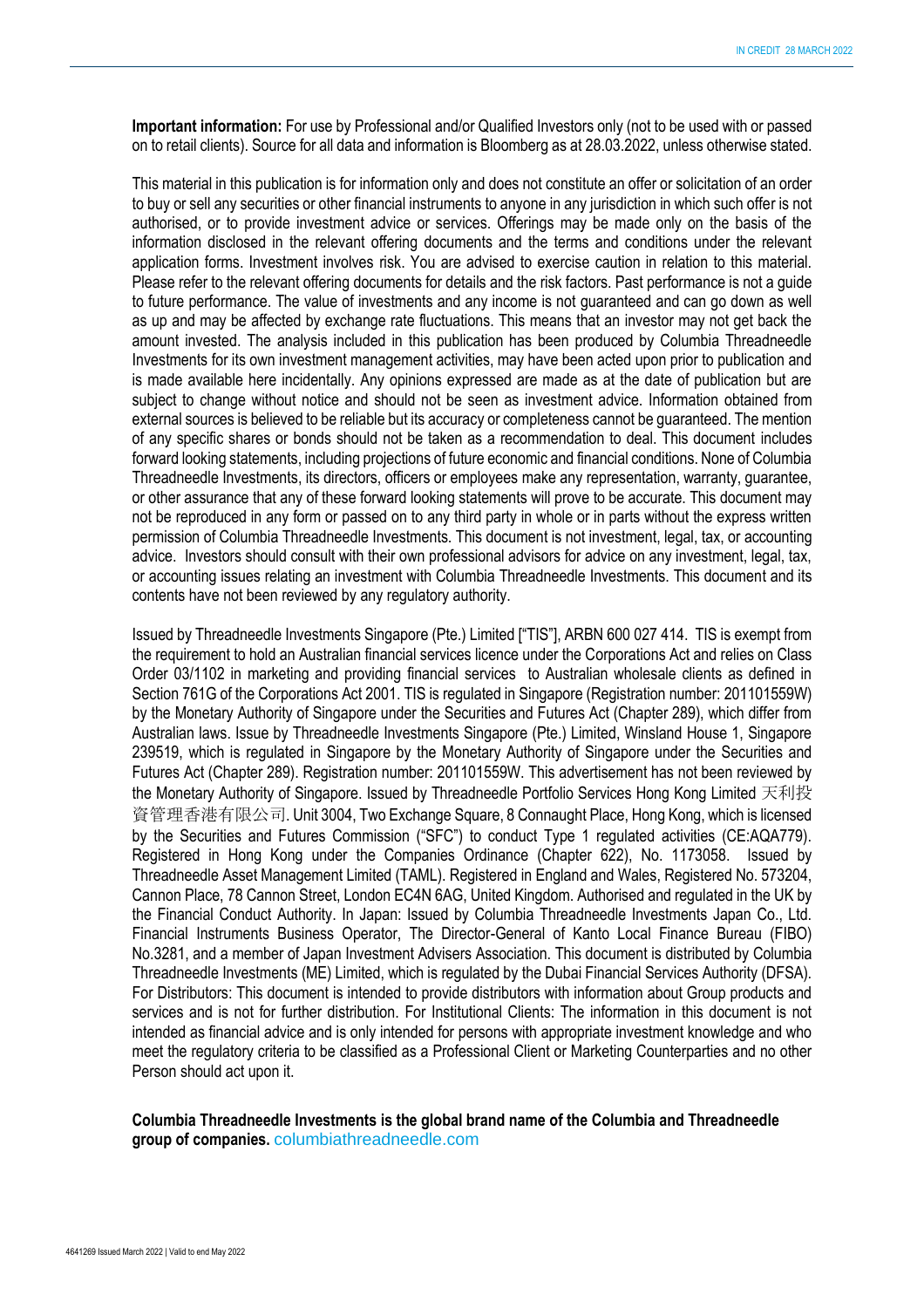**Important information:** For use by Professional and/or Qualified Investors only (not to be used with or passed on to retail clients). Source for all data and information is Bloomberg as at 28.03.2022, unless otherwise stated.

This material in this publication is for information only and does not constitute an offer or solicitation of an order to buy or sell any securities or other financial instruments to anyone in any jurisdiction in which such offer is not authorised, or to provide investment advice or services. Offerings may be made only on the basis of the information disclosed in the relevant offering documents and the terms and conditions under the relevant application forms. Investment involves risk. You are advised to exercise caution in relation to this material. Please refer to the relevant offering documents for details and the risk factors. Past performance is not a guide to future performance. The value of investments and any income is not guaranteed and can go down as well as up and may be affected by exchange rate fluctuations. This means that an investor may not get back the amount invested. The analysis included in this publication has been produced by Columbia Threadneedle Investments for its own investment management activities, may have been acted upon prior to publication and is made available here incidentally. Any opinions expressed are made as at the date of publication but are subject to change without notice and should not be seen as investment advice. Information obtained from external sources is believed to be reliable but its accuracy or completeness cannot be guaranteed. The mention of any specific shares or bonds should not be taken as a recommendation to deal. This document includes forward looking statements, including projections of future economic and financial conditions. None of Columbia Threadneedle Investments, its directors, officers or employees make any representation, warranty, guarantee, or other assurance that any of these forward looking statements will prove to be accurate. This document may not be reproduced in any form or passed on to any third party in whole or in parts without the express written permission of Columbia Threadneedle Investments. This document is not investment, legal, tax, or accounting advice. Investors should consult with their own professional advisors for advice on any investment, legal, tax, or accounting issues relating an investment with Columbia Threadneedle Investments. This document and its contents have not been reviewed by any regulatory authority.

Issued by Threadneedle Investments Singapore (Pte.) Limited ["TIS"], ARBN 600 027 414. TIS is exempt from the requirement to hold an Australian financial services licence under the Corporations Act and relies on Class Order 03/1102 in marketing and providing financial services to Australian wholesale clients as defined in Section 761G of the Corporations Act 2001. TIS is regulated in Singapore (Registration number: 201101559W) by the Monetary Authority of Singapore under the Securities and Futures Act (Chapter 289), which differ from Australian laws. Issue by Threadneedle Investments Singapore (Pte.) Limited, Winsland House 1, Singapore 239519, which is regulated in Singapore by the Monetary Authority of Singapore under the Securities and Futures Act (Chapter 289). Registration number: 201101559W. This advertisement has not been reviewed by the Monetary Authority of Singapore. Issued by Threadneedle Portfolio Services Hong Kong Limited 天利投資管理香港有限公司. Unit 3004, Two Exchange Square, 8 Connaught Place, Hong Kong, which is licensed by the Securities and Futures Commission ("SFC") to conduct Type 1 regulated activities (CE:AQA779). Registered in Hong Kong under the Companies Ordinance (Chapter 622), No. 1173058. Issued by Threadneedle Asset Management Limited (TAML). Registered in England and Wales, Registered No. 573204, Cannon Place, 78 Cannon Street, London EC4N 6AG, United Kingdom. Authorised and regulated in the UK by the Financial Conduct Authority. In Japan: Issued by Columbia Threadneedle Investments Japan Co., Ltd. Financial Instruments Business Operator, The Director-General of Kanto Local Finance Bureau (FIBO) No.3281, and a member of Japan Investment Advisers Association. This document is distributed by Columbia Threadneedle Investments (ME) Limited, which is regulated by the Dubai Financial Services Authority (DFSA). For Distributors: This document is intended to provide distributors with information about Group products and services and is not for further distribution. For Institutional Clients: The information in this document is not intended as financial advice and is only intended for persons with appropriate investment knowledge and who meet the regulatory criteria to be classified as a Professional Client or Marketing Counterparties and no other Person should act upon it.

**Columbia Threadneedle Investments is the global brand name of the Columbia and Threadneedle group of companies.** columbiathreadneedle.com

4641269 Issued March 2022 | Valid to end May 2022